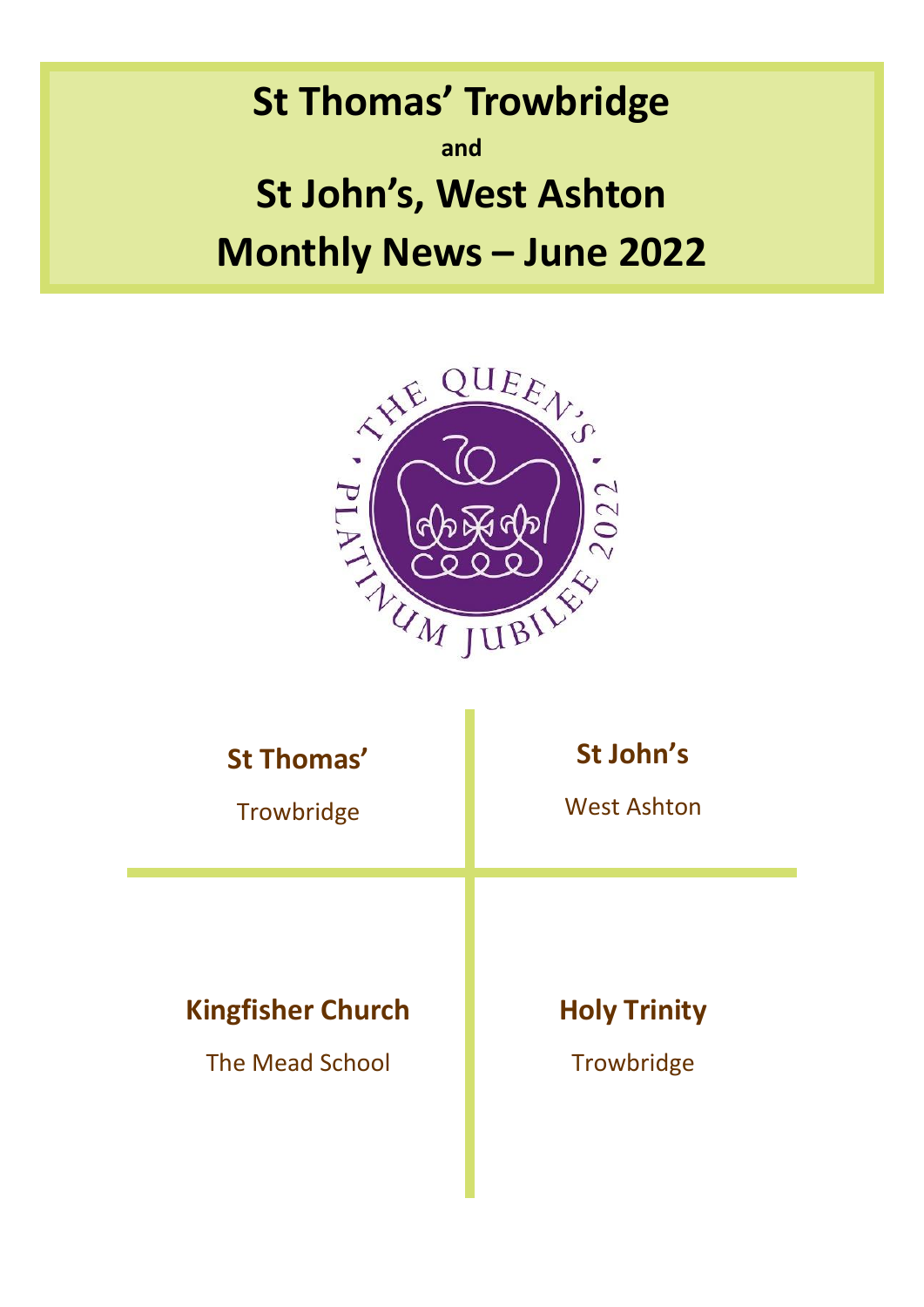# St Thomas' Trowbridge

**and**

# St John's, West Ashton

# Monthly News – June 2022

**St Thomas'**

Trowbridge

**St John's**

West Ashton

**Kingfisher Church**

The Mead School

**Holy Trinity**

Trowbridge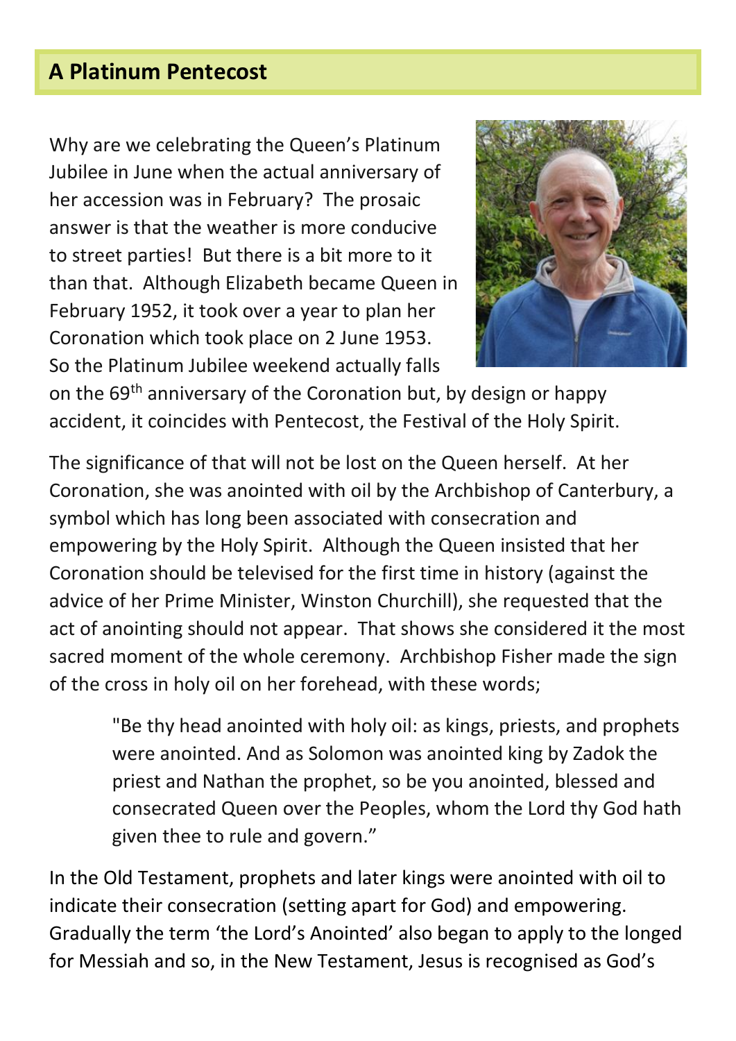## A Platinum Pentecost

Why are we celebrating the Queen's Platinum Jubilee in June when the actual anniversary of her accession was in February? The prosaic answer is that the weather is more conducive to street parties! But there is a bit more to it than that. Although Elizabeth became Queen in February 1952, it took over a year to plan her Coronation which took place on 2 June 1953. So the Platinum Jubilee weekend actually falls on the 69th anniversary of the Coronation but, by design or happy accident, it coincides with Pentecost, the Festival of the Holy Spirit.

The significance of that will not be lost on the Queen herself. At her Coronation, she was anointed with oil by the Archbishop of Canterbury, a symbol which has long been associated with consecration and empowering by the Holy Spirit. Although the Queen insisted that her Coronation should be televised for the first time in history (against the advice of her Prime Minister, Winston Churchill), she requested that the act of anointing should not appear. That shows she considered it the most sacred moment of the whole ceremony. Archbishop Fisher made the sign of the cross in holy oil on her forehead, with these words;

> "Be thy head anointed with holy oil: as kings, priests, and prophets were anointed. And as Solomon was anointed king by Zadok the priest and Nathan the prophet, so be you anointed, blessed and consecrated Queen over the Peoples, whom the Lord thy God hath given thee to rule and govern."

In the Old Testament, prophets and later kings were anointed with oil to indicate their consecration (setting apart for God) and empowering. Gradually the term 'the Lord's Anointed' also began to apply to the longed for Messiah and so, in the New Testament, Jesus is recognised as God's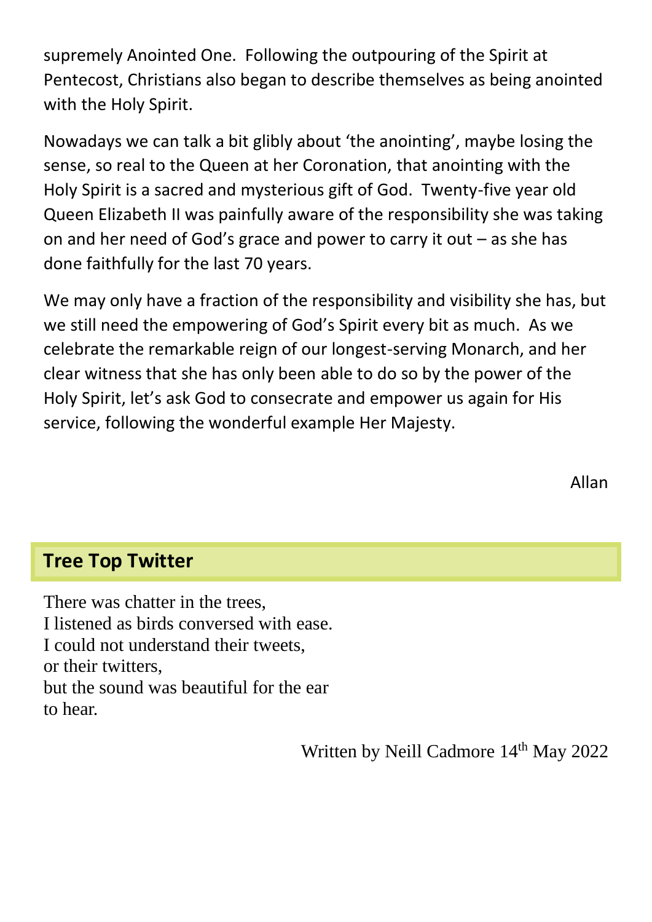supremely Anointed One.  Following the outpouring of the Spirit at Pentecost, Christians also began to describe themselves as being anointed with the Holy Spirit.

Nowadays we can talk a bit glibly about 'the anointing', maybe losing the sense, so real to the Queen at her Coronation, that anointing with the Holy Spirit is a sacred and mysterious gift of God.  Twenty-five year old Queen Elizabeth II was painfully aware of the responsibility she was taking on and her need of God's grace and power to carry it out – as she has done faithfully for the last 70 years.

We may only have a fraction of the responsibility and visibility she has, but we still need the empowering of God's Spirit every bit as much.  As we celebrate the remarkable reign of our longest-serving Monarch, and her clear witness that she has only been able to do so by the power of the Holy Spirit, let's ask God to consecrate and empower us again for His service, following the wonderful example Her Majesty.

Allan

## Tree Top Twitter

There was chatter in the trees,
I listened as birds conversed with ease.
I could not understand their tweets,
or their twitters,
but the sound was beautiful for the ear
to hear.

Written by Neill Cadmore 14th May 2022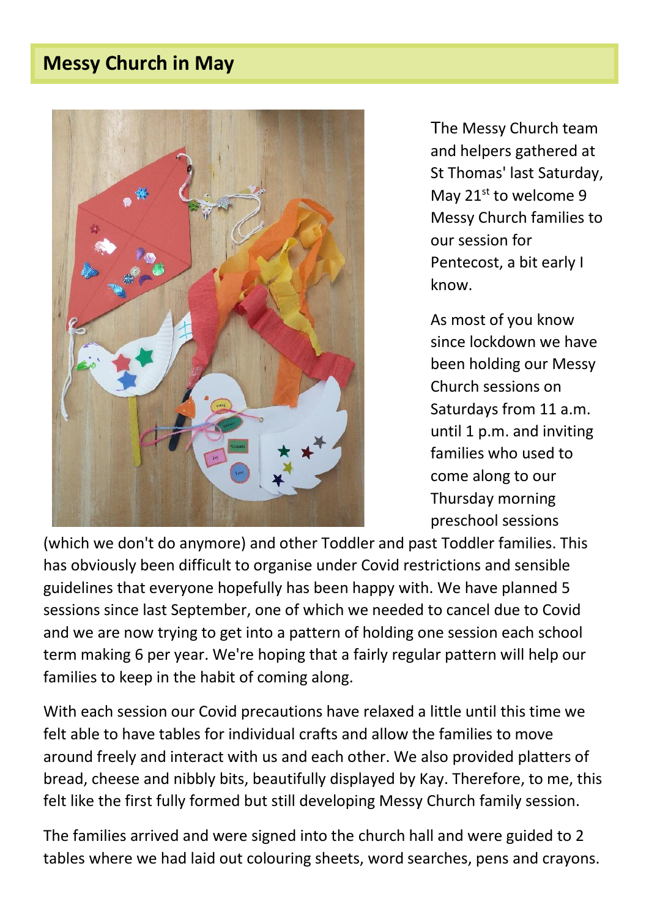## Messy Church in May

The Messy Church team and helpers gathered at St Thomas' last Saturday, May 21st to welcome 9 Messy Church families to our session for Pentecost, a bit early I know.

As most of you know since lockdown we have been holding our Messy Church sessions on Saturdays from 11 a.m. until 1 p.m. and inviting families who used to come along to our Thursday morning preschool sessions (which we don't do anymore) and other Toddler and past Toddler families. This has obviously been difficult to organise under Covid restrictions and sensible guidelines that everyone hopefully has been happy with. We have planned 5 sessions since last September, one of which we needed to cancel due to Covid and we are now trying to get into a pattern of holding one session each school term making 6 per year. We're hoping that a fairly regular pattern will help our families to keep in the habit of coming along.

With each session our Covid precautions have relaxed a little until this time we felt able to have tables for individual crafts and allow the families to move around freely and interact with us and each other. We also provided platters of bread, cheese and nibbly bits, beautifully displayed by Kay. Therefore, to me, this felt like the first fully formed but still developing Messy Church family session.

The families arrived and were signed into the church hall and were guided to 2 tables where we had laid out colouring sheets, word searches, pens and crayons.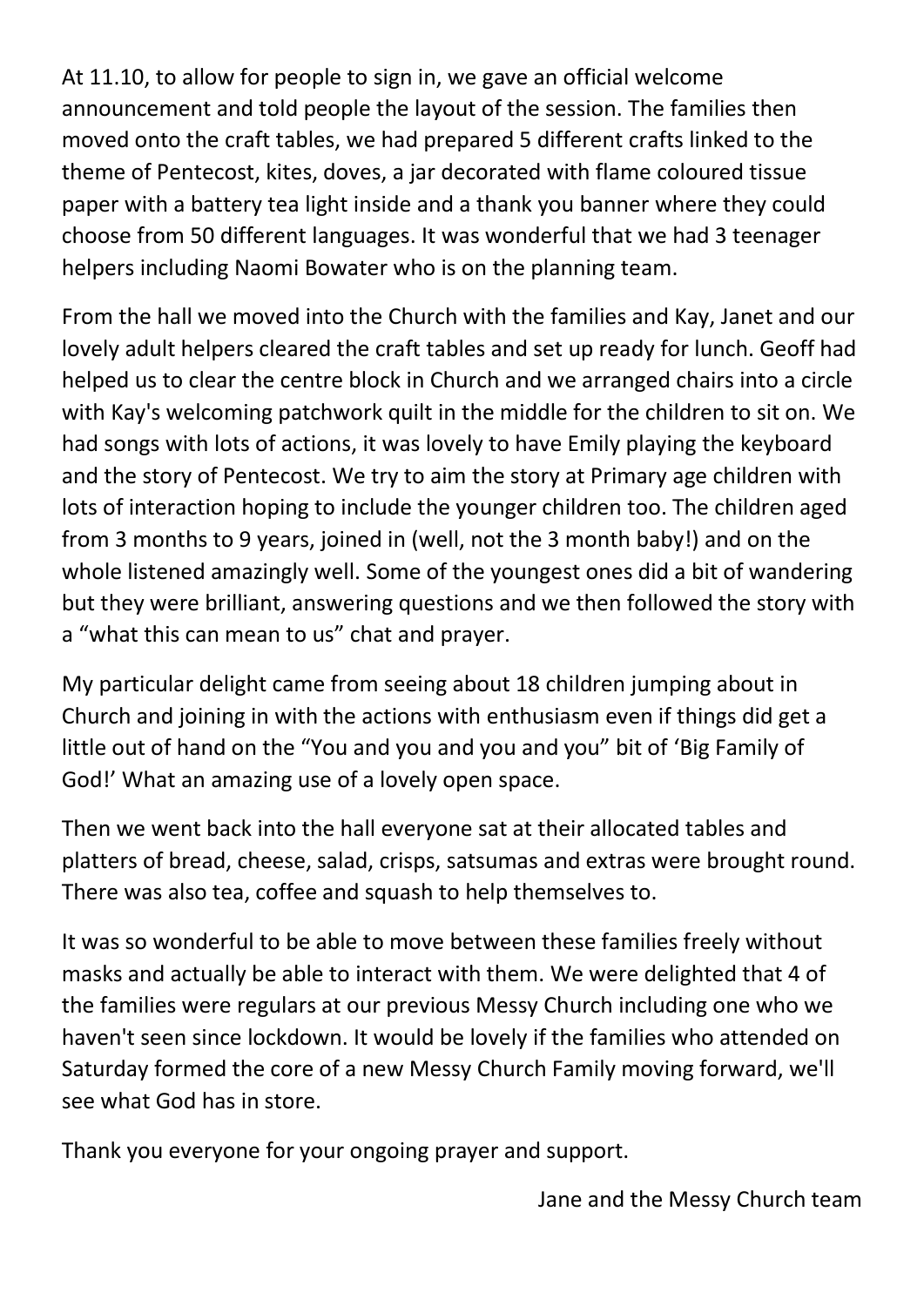At 11.10, to allow for people to sign in, we gave an official welcome announcement and told people the layout of the session. The families then moved onto the craft tables, we had prepared 5 different crafts linked to the theme of Pentecost, kites, doves, a jar decorated with flame coloured tissue paper with a battery tea light inside and a thank you banner where they could choose from 50 different languages. It was wonderful that we had 3 teenager helpers including Naomi Bowater who is on the planning team.

From the hall we moved into the Church with the families and Kay, Janet and our lovely adult helpers cleared the craft tables and set up ready for lunch. Geoff had helped us to clear the centre block in Church and we arranged chairs into a circle with Kay's welcoming patchwork quilt in the middle for the children to sit on. We had songs with lots of actions, it was lovely to have Emily playing the keyboard and the story of Pentecost. We try to aim the story at Primary age children with lots of interaction hoping to include the younger children too. The children aged from 3 months to 9 years, joined in (well, not the 3 month baby!) and on the whole listened amazingly well. Some of the youngest ones did a bit of wandering but they were brilliant, answering questions and we then followed the story with a "what this can mean to us" chat and prayer.

My particular delight came from seeing about 18 children jumping about in Church and joining in with the actions with enthusiasm even if things did get a little out of hand on the "You and you and you and you" bit of 'Big Family of God!' What an amazing use of a lovely open space.

Then we went back into the hall everyone sat at their allocated tables and platters of bread, cheese, salad, crisps, satsumas and extras were brought round. There was also tea, coffee and squash to help themselves to.

It was so wonderful to be able to move between these families freely without masks and actually be able to interact with them. We were delighted that 4 of the families were regulars at our previous Messy Church including one who we haven't seen since lockdown. It would be lovely if the families who attended on Saturday formed the core of a new Messy Church Family moving forward, we'll see what God has in store.

Thank you everyone for your ongoing prayer and support.

Jane and the Messy Church team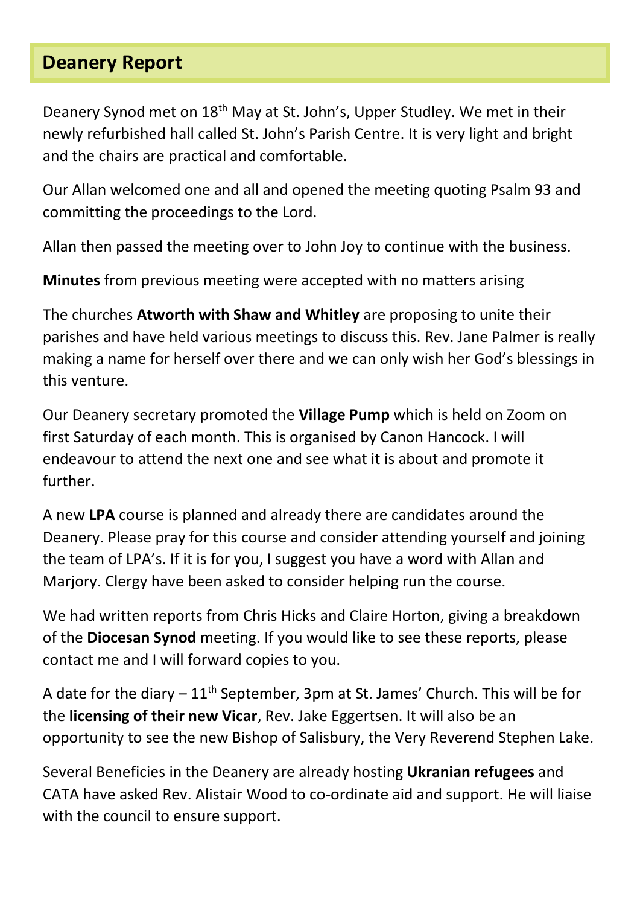## Deanery Report

Deanery Synod met on 18th May at St. John's, Upper Studley. We met in their newly refurbished hall called St. John's Parish Centre. It is very light and bright and the chairs are practical and comfortable.

Our Allan welcomed one and all and opened the meeting quoting Psalm 93 and committing the proceedings to the Lord.

Allan then passed the meeting over to John Joy to continue with the business.

**Minutes** from previous meeting were accepted with no matters arising

The churches **Atworth with Shaw and Whitley** are proposing to unite their parishes and have held various meetings to discuss this. Rev. Jane Palmer is really making a name for herself over there and we can only wish her God's blessings in this venture.

Our Deanery secretary promoted the **Village Pump** which is held on Zoom on first Saturday of each month. This is organised by Canon Hancock. I will endeavour to attend the next one and see what it is about and promote it further.

A new **LPA** course is planned and already there are candidates around the Deanery. Please pray for this course and consider attending yourself and joining the team of LPA's. If it is for you, I suggest you have a word with Allan and Marjory. Clergy have been asked to consider helping run the course.

We had written reports from Chris Hicks and Claire Horton, giving a breakdown of the **Diocesan Synod** meeting. If you would like to see these reports, please contact me and I will forward copies to you.

A date for the diary – 11th September, 3pm at St. James' Church. This will be for the **licensing of their new Vicar**, Rev. Jake Eggertsen. It will also be an opportunity to see the new Bishop of Salisbury, the Very Reverend Stephen Lake.

Several Beneficies in the Deanery are already hosting **Ukranian refugees** and CATA have asked Rev. Alistair Wood to co-ordinate aid and support. He will liaise with the council to ensure support.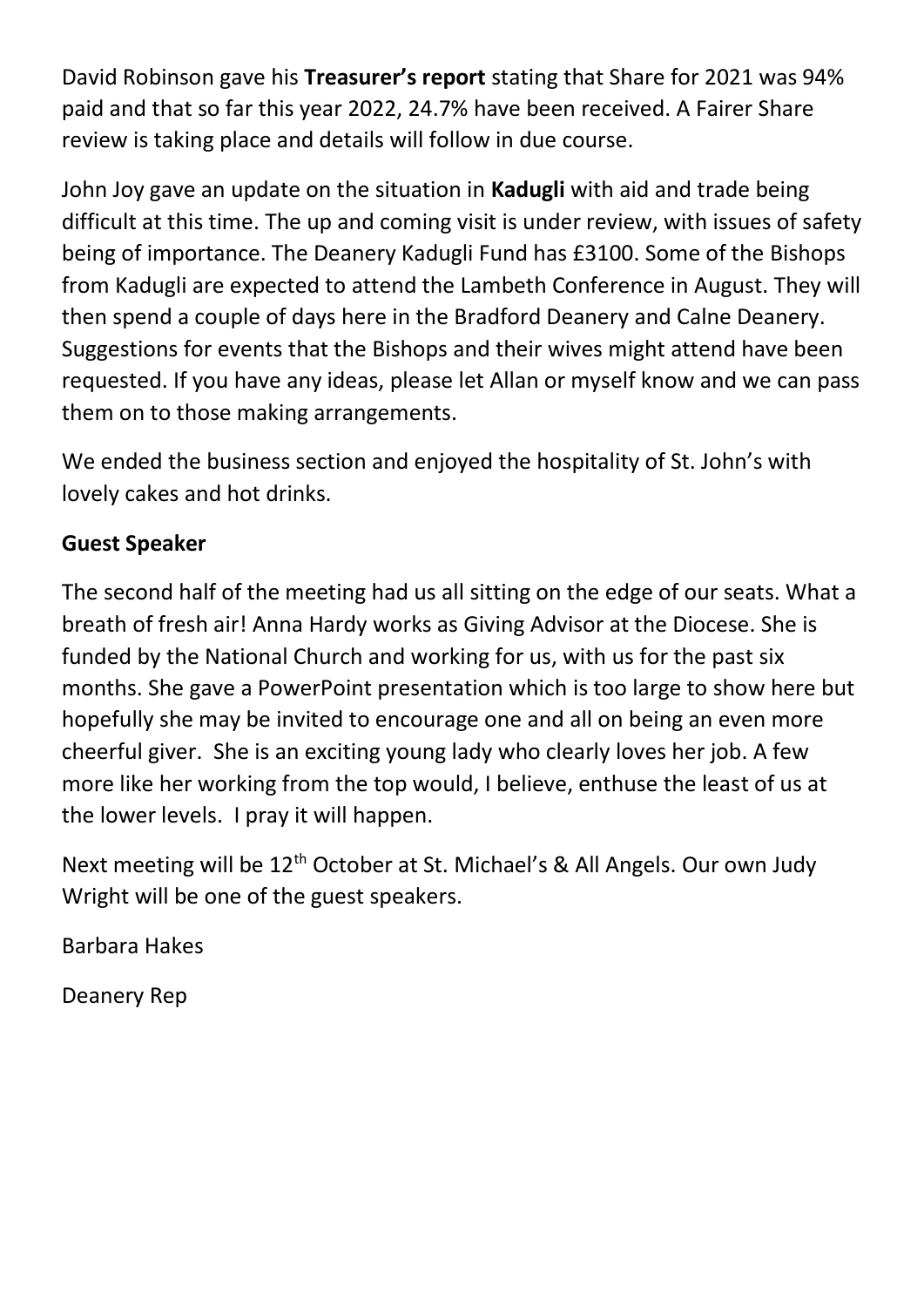David Robinson gave his **Treasurer's report** stating that Share for 2021 was 94% paid and that so far this year 2022, 24.7% have been received. A Fairer Share review is taking place and details will follow in due course.

John Joy gave an update on the situation in **Kadugli** with aid and trade being difficult at this time. The up and coming visit is under review, with issues of safety being of importance. The Deanery Kadugli Fund has £3100. Some of the Bishops from Kadugli are expected to attend the Lambeth Conference in August. They will then spend a couple of days here in the Bradford Deanery and Calne Deanery. Suggestions for events that the Bishops and their wives might attend have been requested. If you have any ideas, please let Allan or myself know and we can pass them on to those making arrangements.

We ended the business section and enjoyed the hospitality of St. John's with lovely cakes and hot drinks.

**Guest Speaker**

The second half of the meeting had us all sitting on the edge of our seats. What a breath of fresh air! Anna Hardy works as Giving Advisor at the Diocese. She is funded by the National Church and working for us, with us for the past six months. She gave a PowerPoint presentation which is too large to show here but hopefully she may be invited to encourage one and all on being an even more cheerful giver. She is an exciting young lady who clearly loves her job. A few more like her working from the top would, I believe, enthuse the least of us at the lower levels. I pray it will happen.

Next meeting will be 12th October at St. Michael's & All Angels. Our own Judy Wright will be one of the guest speakers.

Barbara Hakes

Deanery Rep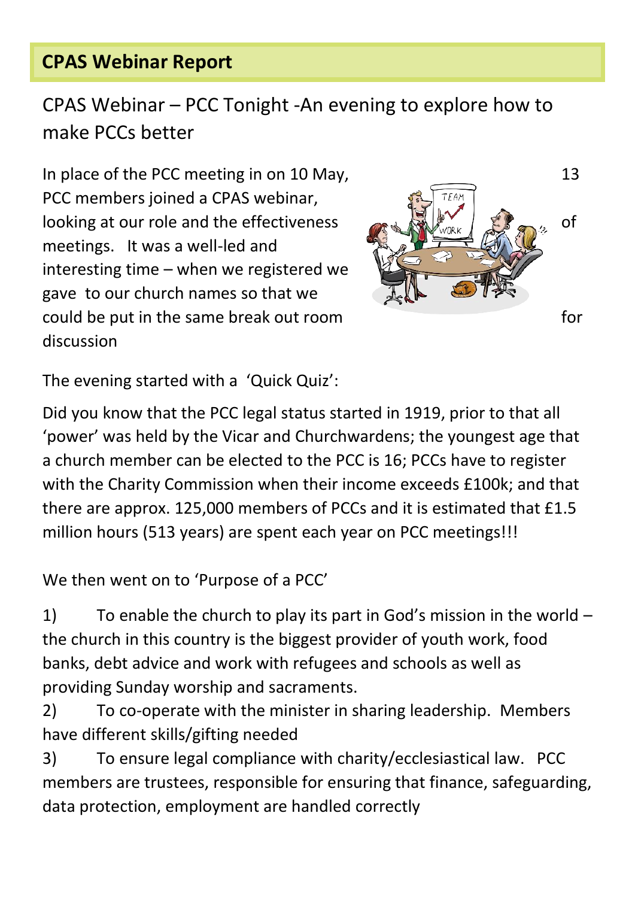## CPAS Webinar Report

### CPAS Webinar – PCC Tonight -An evening to explore how to make PCCs better

In place of the PCC meeting in on 10 May, 13 PCC members joined a CPAS webinar, looking at our role and the effectiveness of meetings. It was a well-led and interesting time – when we registered we gave to our church names so that we could be put in the same break out room for discussion

The evening started with a 'Quick Quiz':

Did you know that the PCC legal status started in 1919, prior to that all 'power' was held by the Vicar and Churchwardens; the youngest age that a church member can be elected to the PCC is 16; PCCs have to register with the Charity Commission when their income exceeds £100k; and that there are approx. 125,000 members of PCCs and it is estimated that £1.5 million hours (513 years) are spent each year on PCC meetings!!!

We then went on to 'Purpose of a PCC'

1) To enable the church to play its part in God's mission in the world – the church in this country is the biggest provider of youth work, food banks, debt advice and work with refugees and schools as well as providing Sunday worship and sacraments.
2) To co-operate with the minister in sharing leadership. Members have different skills/gifting needed
3) To ensure legal compliance with charity/ecclesiastical law. PCC members are trustees, responsible for ensuring that finance, safeguarding, data protection, employment are handled correctly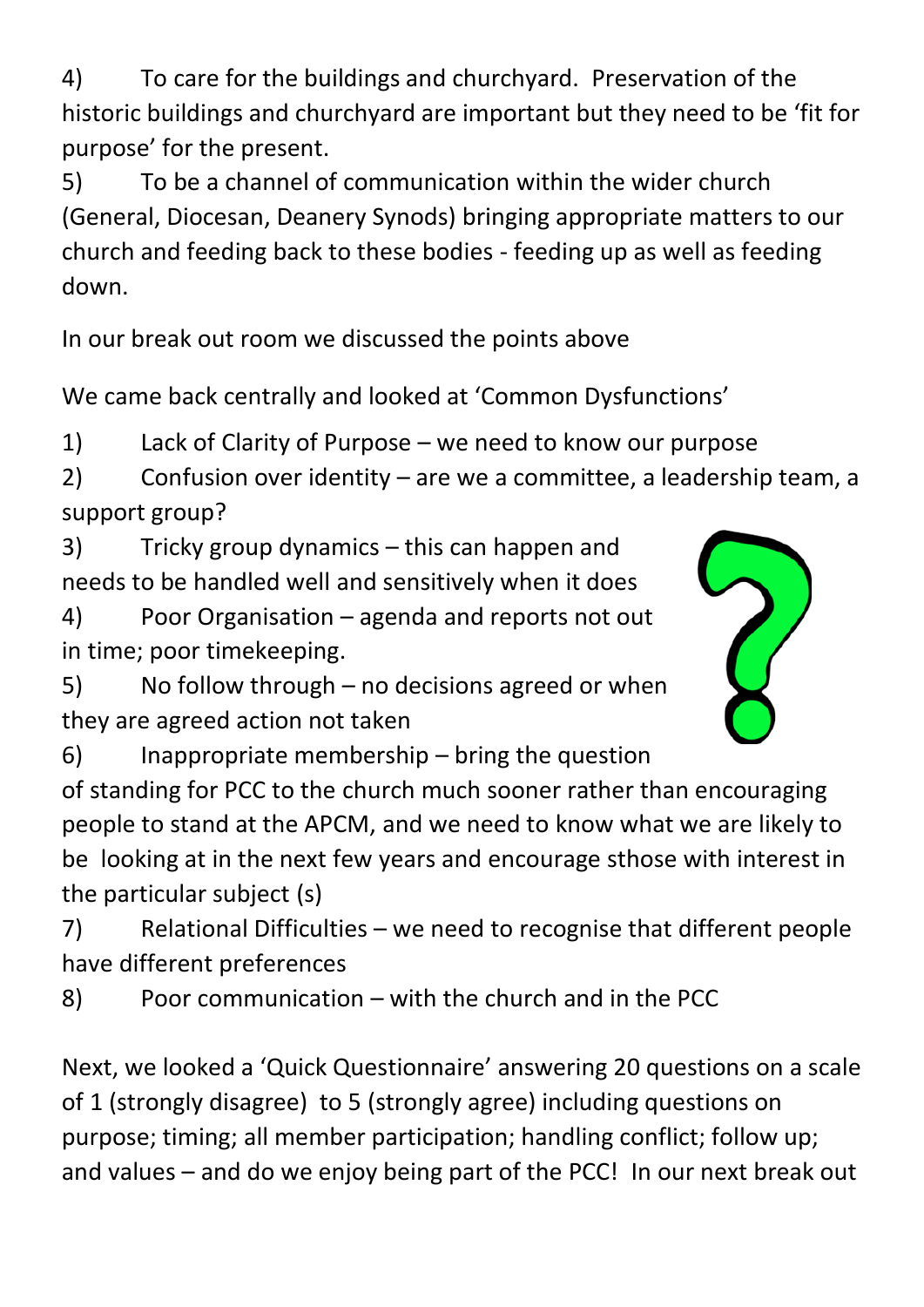4) To care for the buildings and churchyard. Preservation of the historic buildings and churchyard are important but they need to be 'fit for purpose' for the present.

5) To be a channel of communication within the wider church (General, Diocesan, Deanery Synods) bringing appropriate matters to our church and feeding back to these bodies - feeding up as well as feeding down.

In our break out room we discussed the points above

We came back centrally and looked at 'Common Dysfunctions'

1) Lack of Clarity of Purpose – we need to know our purpose

2) Confusion over identity – are we a committee, a leadership team, a support group?

3) Tricky group dynamics – this can happen and needs to be handled well and sensitively when it does

4) Poor Organisation – agenda and reports not out in time; poor timekeeping.

5) No follow through – no decisions agreed or when they are agreed action not taken

6) Inappropriate membership – bring the question of standing for PCC to the church much sooner rather than encouraging people to stand at the APCM, and we need to know what we are likely to be looking at in the next few years and encourage sthose with interest in the particular subject (s)

7) Relational Difficulties – we need to recognise that different people have different preferences

8) Poor communication – with the church and in the PCC

Next, we looked a 'Quick Questionnaire' answering 20 questions on a scale of 1 (strongly disagree) to 5 (strongly agree) including questions on purpose; timing; all member participation; handling conflict; follow up; and values – and do we enjoy being part of the PCC! In our next break out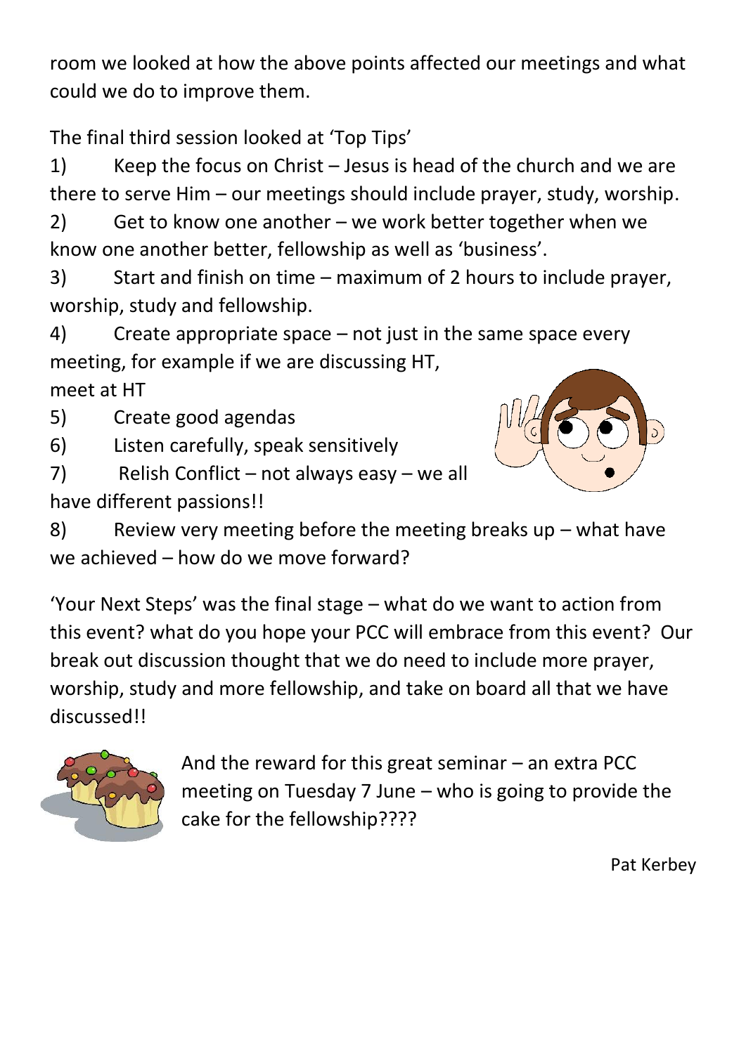room we looked at how the above points affected our meetings and what could we do to improve them.

The final third session looked at 'Top Tips'

1) Keep the focus on Christ – Jesus is head of the church and we are there to serve Him – our meetings should include prayer, study, worship.
2) Get to know one another – we work better together when we know one another better, fellowship as well as 'business'.
3) Start and finish on time – maximum of 2 hours to include prayer, worship, study and fellowship.
4) Create appropriate space – not just in the same space every meeting, for example if we are discussing HT, meet at HT
5) Create good agendas
6) Listen carefully, speak sensitively
7) Relish Conflict – not always easy – we all have different passions!!
8) Review very meeting before the meeting breaks up – what have we achieved – how do we move forward?

'Your Next Steps' was the final stage – what do we want to action from this event? what do you hope your PCC will embrace from this event? Our break out discussion thought that we do need to include more prayer, worship, study and more fellowship, and take on board all that we have discussed!!

And the reward for this great seminar – an extra PCC meeting on Tuesday 7 June – who is going to provide the cake for the fellowship????

Pat Kerbey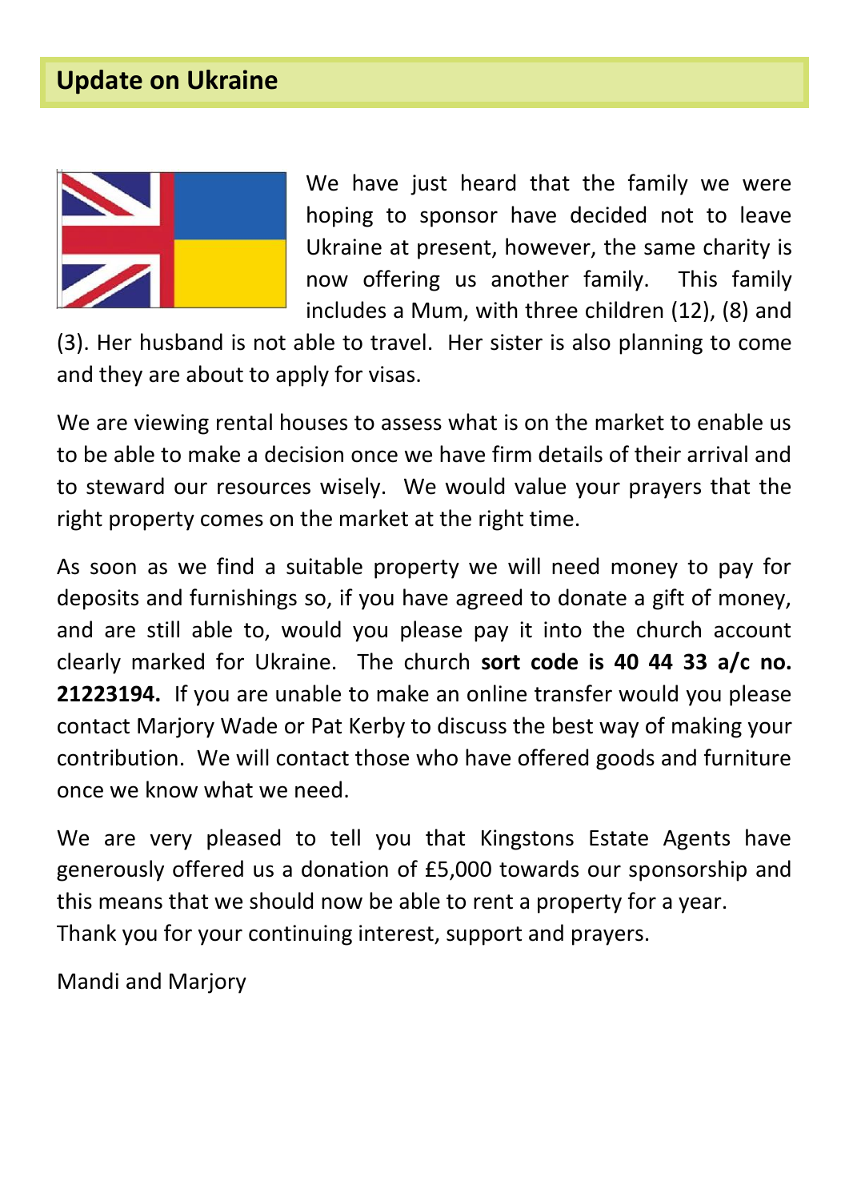## Update on Ukraine

We have just heard that the family we were hoping to sponsor have decided not to leave Ukraine at present, however, the same charity is now offering us another family. This family includes a Mum, with three children (12), (8) and (3). Her husband is not able to travel. Her sister is also planning to come and they are about to apply for visas.

We are viewing rental houses to assess what is on the market to enable us to be able to make a decision once we have firm details of their arrival and to steward our resources wisely. We would value your prayers that the right property comes on the market at the right time.

As soon as we find a suitable property we will need money to pay for deposits and furnishings so, if you have agreed to donate a gift of money, and are still able to, would you please pay it into the church account clearly marked for Ukraine. The church **sort code is 40 44 33 a/c no. 21223194.** If you are unable to make an online transfer would you please contact Marjory Wade or Pat Kerby to discuss the best way of making your contribution. We will contact those who have offered goods and furniture once we know what we need.

We are very pleased to tell you that Kingstons Estate Agents have generously offered us a donation of £5,000 towards our sponsorship and this means that we should now be able to rent a property for a year.
Thank you for your continuing interest, support and prayers.

Mandi and Marjory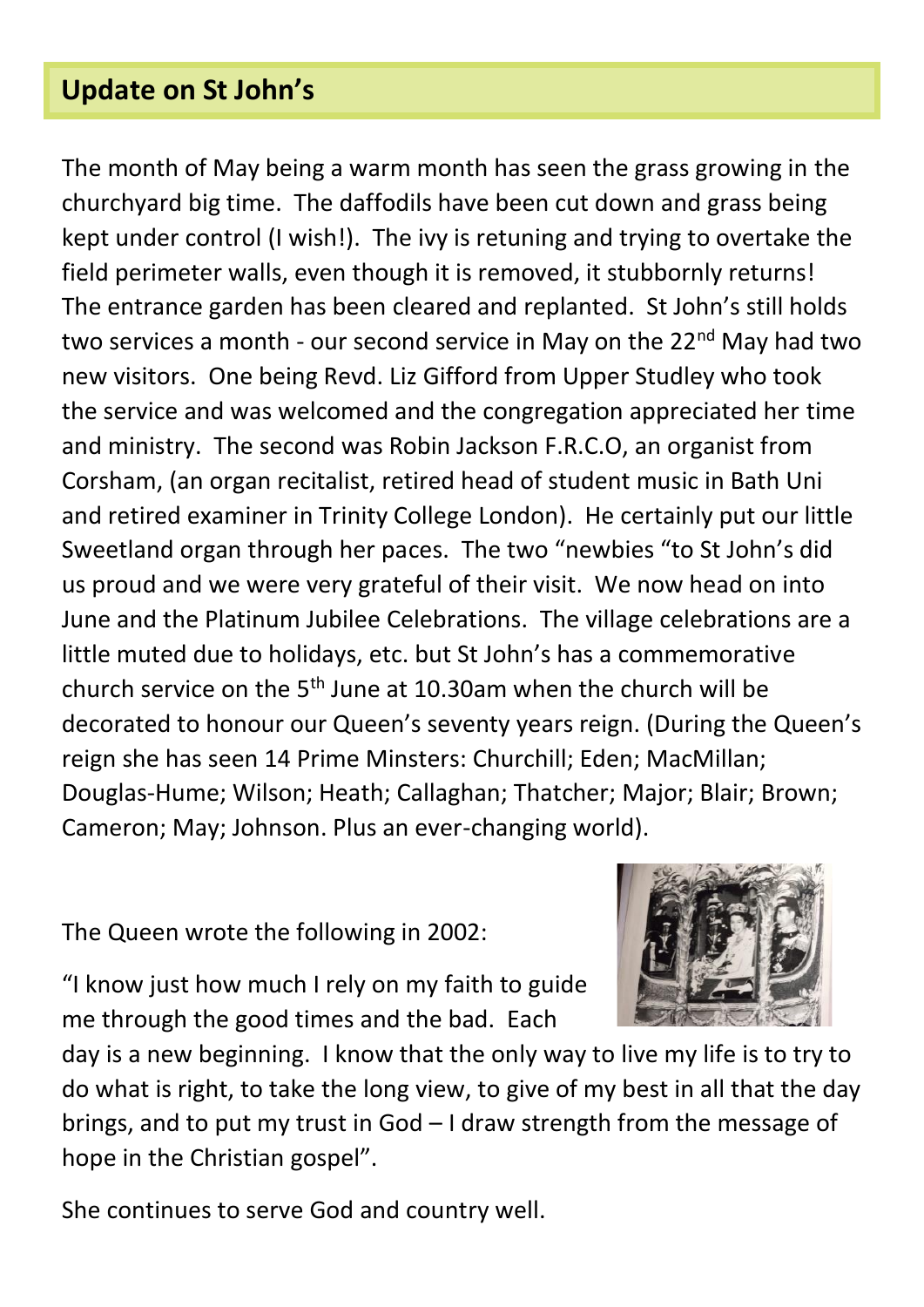## Update on St John's

The month of May being a warm month has seen the grass growing in the churchyard big time. The daffodils have been cut down and grass being kept under control (I wish!). The ivy is retuning and trying to overtake the field perimeter walls, even though it is removed, it stubbornly returns! The entrance garden has been cleared and replanted. St John's still holds two services a month - our second service in May on the 22nd May had two new visitors. One being Revd. Liz Gifford from Upper Studley who took the service and was welcomed and the congregation appreciated her time and ministry. The second was Robin Jackson F.R.C.O, an organist from Corsham, (an organ recitalist, retired head of student music in Bath Uni and retired examiner in Trinity College London). He certainly put our little Sweetland organ through her paces. The two "newbies "to St John's did us proud and we were very grateful of their visit. We now head on into June and the Platinum Jubilee Celebrations. The village celebrations are a little muted due to holidays, etc. but St John's has a commemorative church service on the 5th June at 10.30am when the church will be decorated to honour our Queen's seventy years reign. (During the Queen's reign she has seen 14 Prime Minsters: Churchill; Eden; MacMillan; Douglas-Hume; Wilson; Heath; Callaghan; Thatcher; Major; Blair; Brown; Cameron; May; Johnson. Plus an ever-changing world).

The Queen wrote the following in 2002:

"I know just how much I rely on my faith to guide me through the good times and the bad. Each day is a new beginning. I know that the only way to live my life is to try to do what is right, to take the long view, to give of my best in all that the day brings, and to put my trust in God – I draw strength from the message of hope in the Christian gospel".

She continues to serve God and country well.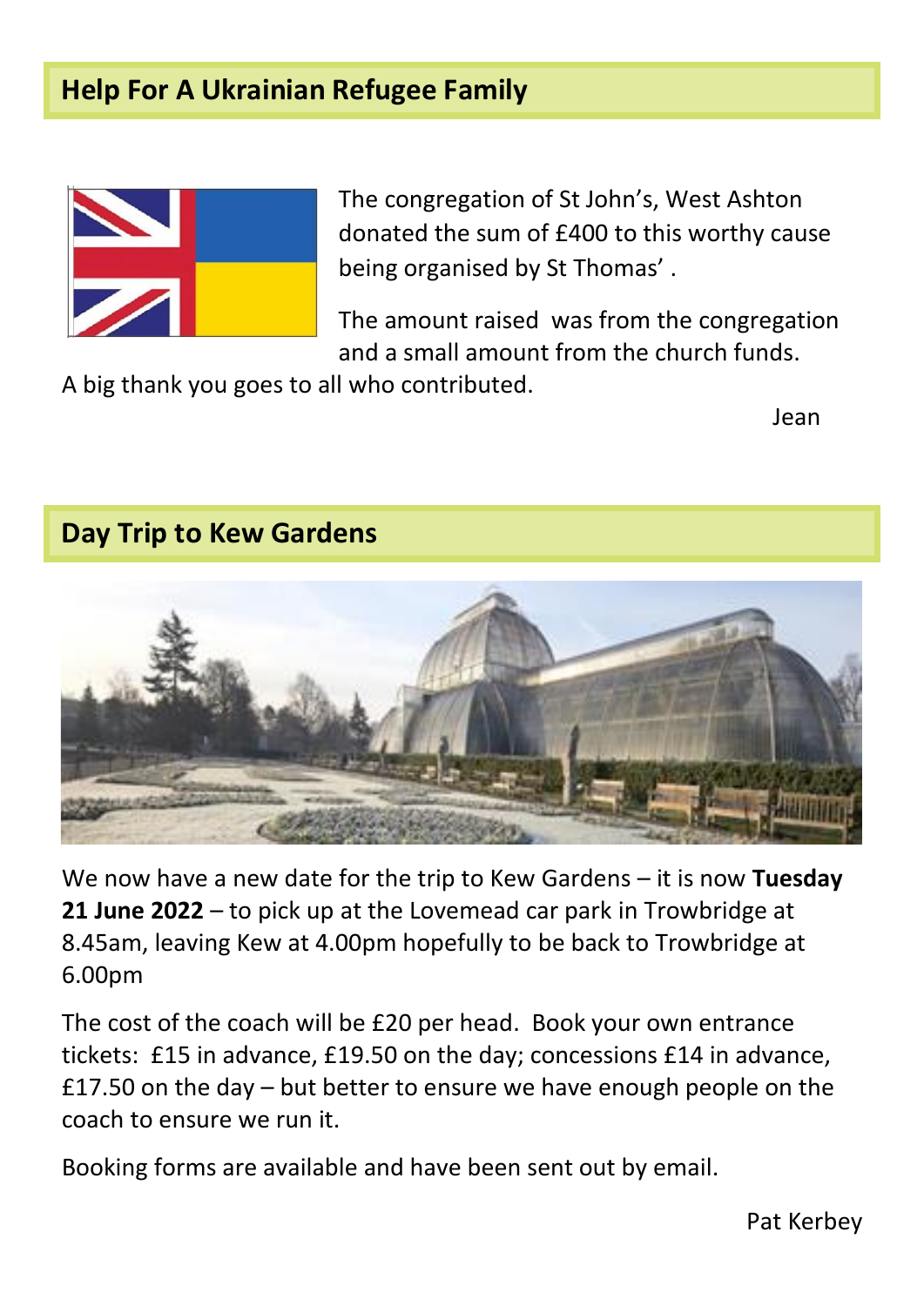## Help For A Ukrainian Refugee Family

The congregation of St John's, West Ashton donated the sum of £400 to this worthy cause being organised by St Thomas' .

The amount raised was from the congregation and a small amount from the church funds.

A big thank you goes to all who contributed.

Jean

## Day Trip to Kew Gardens

We now have a new date for the trip to Kew Gardens – it is now **Tuesday 21 June 2022** – to pick up at the Lovemead car park in Trowbridge at 8.45am, leaving Kew at 4.00pm hopefully to be back to Trowbridge at 6.00pm

The cost of the coach will be £20 per head. Book your own entrance tickets: £15 in advance, £19.50 on the day; concessions £14 in advance, £17.50 on the day – but better to ensure we have enough people on the coach to ensure we run it.

Booking forms are available and have been sent out by email.

Pat Kerbey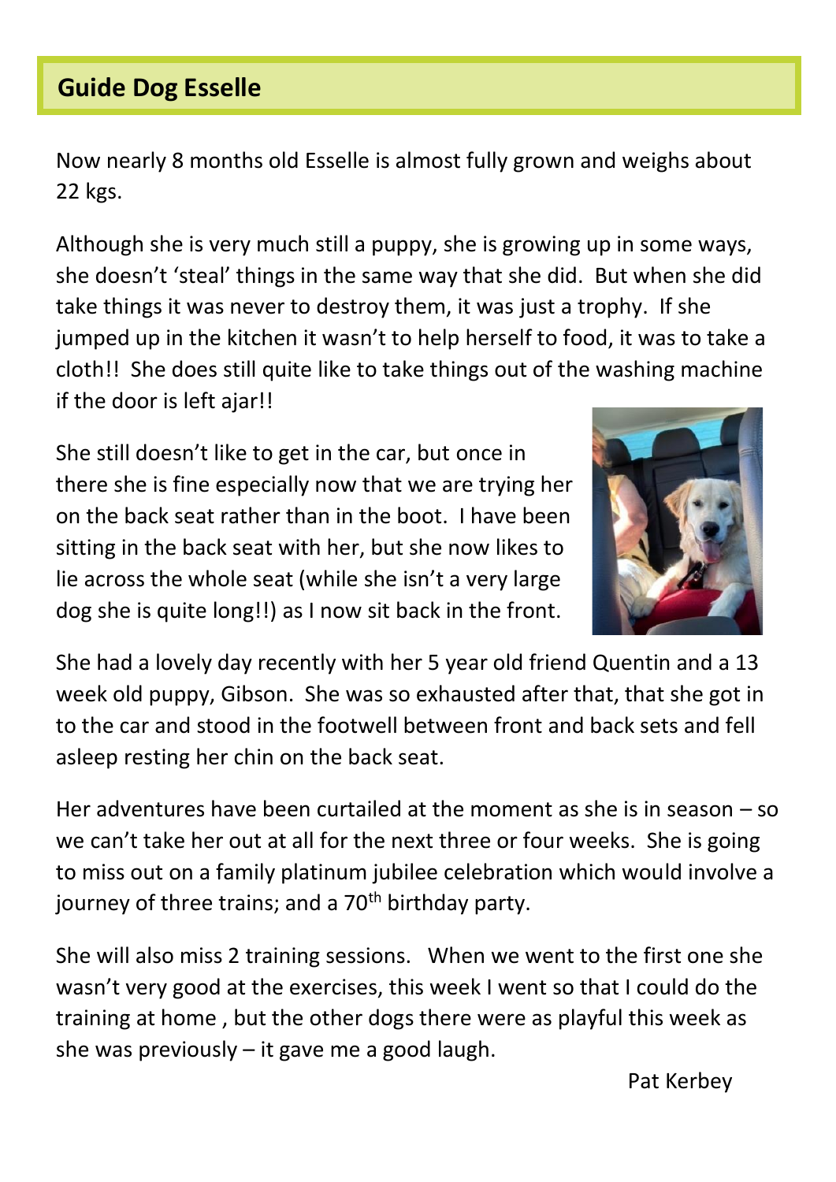## Guide Dog Esselle

Now nearly 8 months old Esselle is almost fully grown and weighs about 22 kgs.

Although she is very much still a puppy, she is growing up in some ways, she doesn't 'steal' things in the same way that she did. But when she did take things it was never to destroy them, it was just a trophy. If she jumped up in the kitchen it wasn't to help herself to food, it was to take a cloth!! She does still quite like to take things out of the washing machine if the door is left ajar!!

She still doesn't like to get in the car, but once in there she is fine especially now that we are trying her on the back seat rather than in the boot. I have been sitting in the back seat with her, but she now likes to lie across the whole seat (while she isn't a very large dog she is quite long!!) as I now sit back in the front.

She had a lovely day recently with her 5 year old friend Quentin and a 13 week old puppy, Gibson. She was so exhausted after that, that she got in to the car and stood in the footwell between front and back sets and fell asleep resting her chin on the back seat.

Her adventures have been curtailed at the moment as she is in season – so we can't take her out at all for the next three or four weeks. She is going to miss out on a family platinum jubilee celebration which would involve a journey of three trains; and a 70th birthday party.

She will also miss 2 training sessions. When we went to the first one she wasn't very good at the exercises, this week I went so that I could do the training at home , but the other dogs there were as playful this week as she was previously – it gave me a good laugh.

Pat Kerbey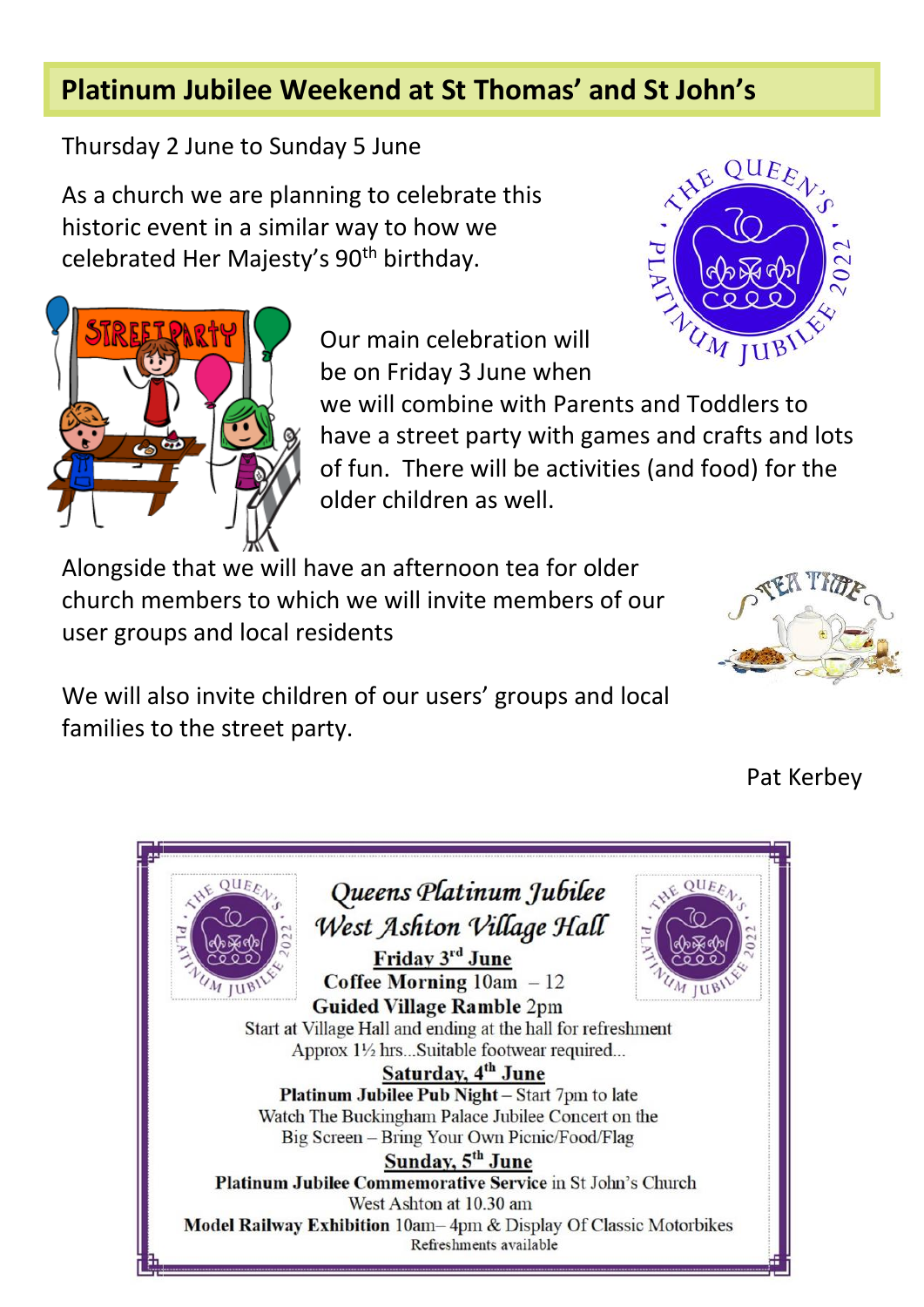## Platinum Jubilee Weekend at St Thomas' and St John's

Thursday 2 June to Sunday 5 June

As a church we are planning to celebrate this historic event in a similar way to how we celebrated Her Majesty's 90th birthday.

Our main celebration will be on Friday 3 June when we will combine with Parents and Toddlers to have a street party with games and crafts and lots of fun. There will be activities (and food) for the older children as well.

Alongside that we will have an afternoon tea for older church members to which we will invite members of our user groups and local residents

We will also invite children of our users' groups and local families to the street party.

Pat Kerbey

---

*Queens Platinum Jubilee*

*West Ashton Village Hall*

**Friday 3rd June**

**Coffee Morning** 10am – 12

**Guided Village Ramble** 2pm

Start at Village Hall and ending at the hall for refreshment

Approx 1½ hrs...Suitable footwear required...

**Saturday, 4th June**

**Platinum Jubilee Pub Night** – Start 7pm to late

Watch The Buckingham Palace Jubilee Concert on the Big Screen – Bring Your Own Picnic/Food/Flag

**Sunday, 5th June**

**Platinum Jubilee Commemorative Service** in St John's Church West Ashton at 10.30 am

**Model Railway Exhibition** 10am– 4pm & Display Of Classic Motorbikes

Refreshments available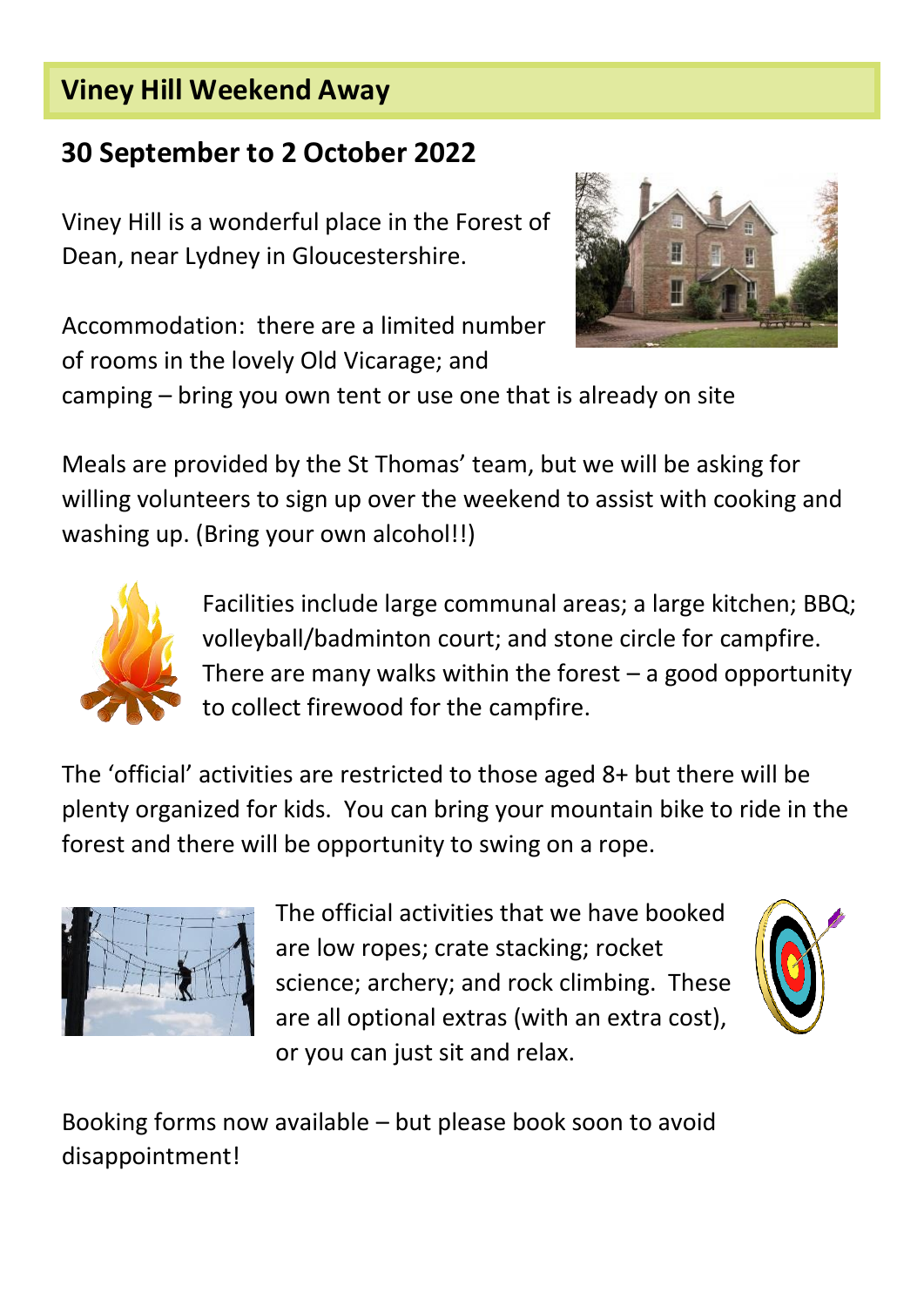## Viney Hill Weekend Away

### 30 September to 2 October 2022

Viney Hill is a wonderful place in the Forest of Dean, near Lydney in Gloucestershire.

Accommodation: there are a limited number of rooms in the lovely Old Vicarage; and camping – bring you own tent or use one that is already on site

Meals are provided by the St Thomas' team, but we will be asking for willing volunteers to sign up over the weekend to assist with cooking and washing up. (Bring your own alcohol!!)

Facilities include large communal areas; a large kitchen; BBQ; volleyball/badminton court; and stone circle for campfire. There are many walks within the forest – a good opportunity to collect firewood for the campfire.

The 'official' activities are restricted to those aged 8+ but there will be plenty organized for kids. You can bring your mountain bike to ride in the forest and there will be opportunity to swing on a rope.

The official activities that we have booked are low ropes; crate stacking; rocket science; archery; and rock climbing. These are all optional extras (with an extra cost), or you can just sit and relax.

Booking forms now available – but please book soon to avoid disappointment!